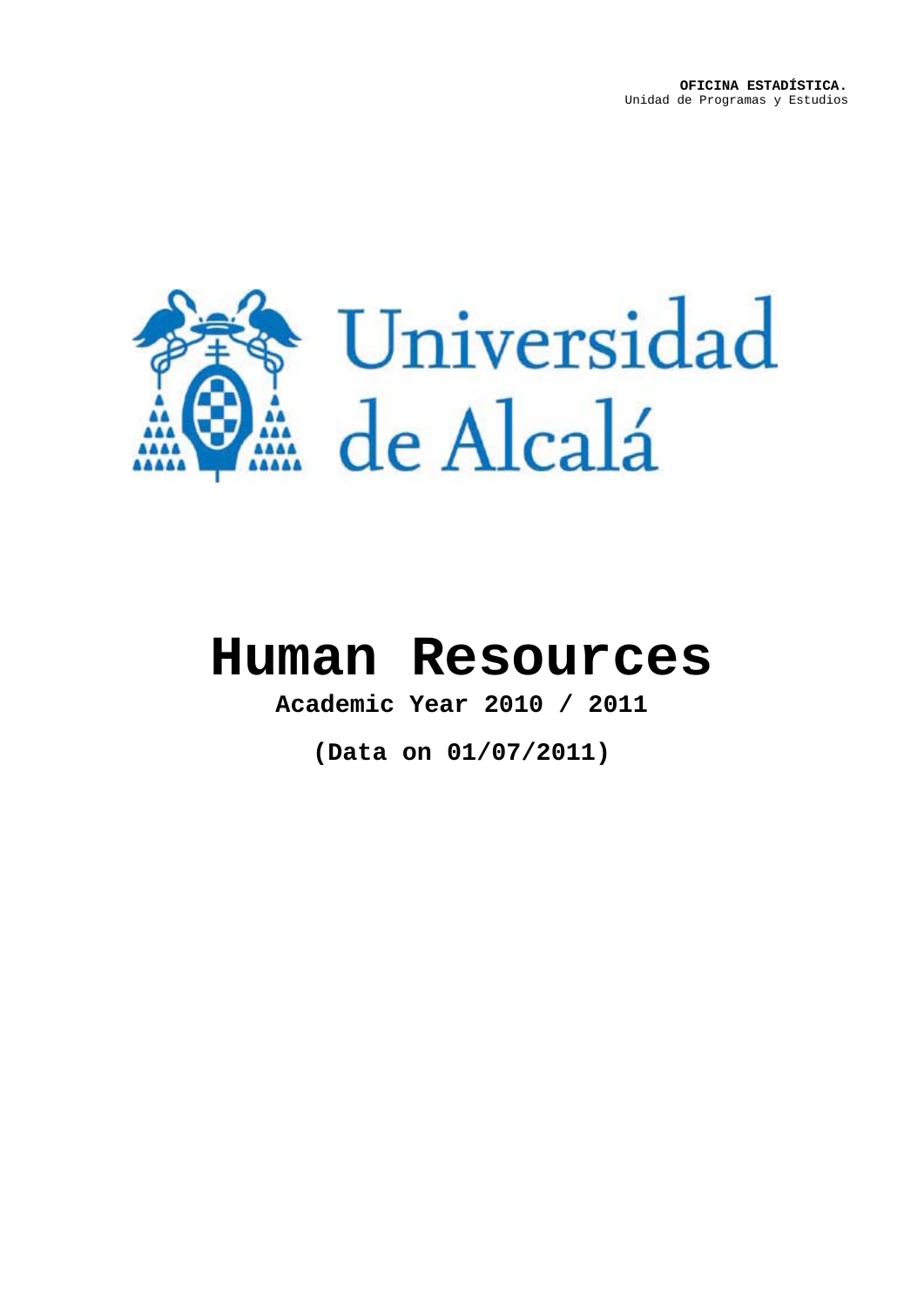**OFICINA ESTADÍSTICA.**
Unidad de Programas y Estudios

Universidad de Alcalá

# Human Resources

**Academic Year 2010 / 2011**

**(Data on 01/07/2011)**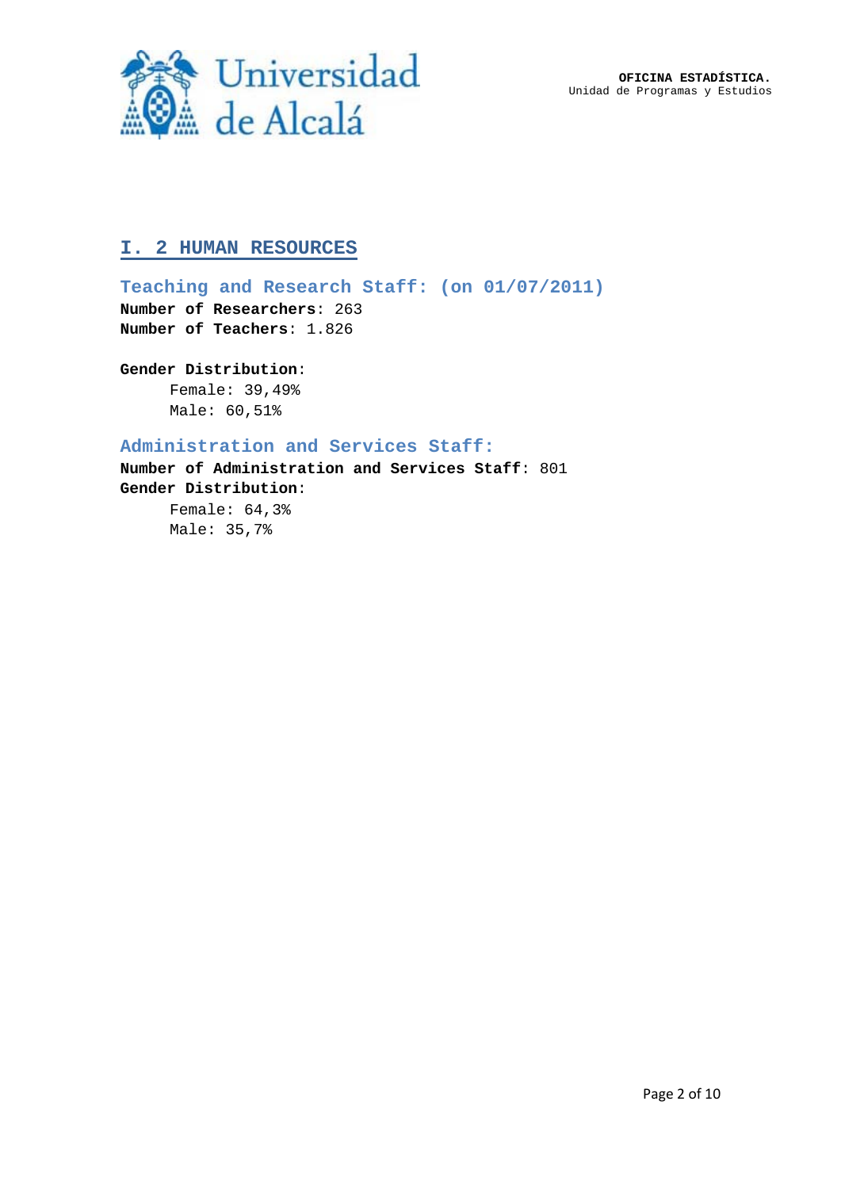## I. 2 HUMAN RESOURCES

### Teaching and Research Staff: (on 01/07/2011)

**Number of Researchers**: 263
**Number of Teachers**: 1.826

**Gender Distribution**:

Female: 39,49%
Male: 60,51%

### Administration and Services Staff:

**Number of Administration and Services Staff**: 801
**Gender Distribution**:

Female: 64,3%
Male: 35,7%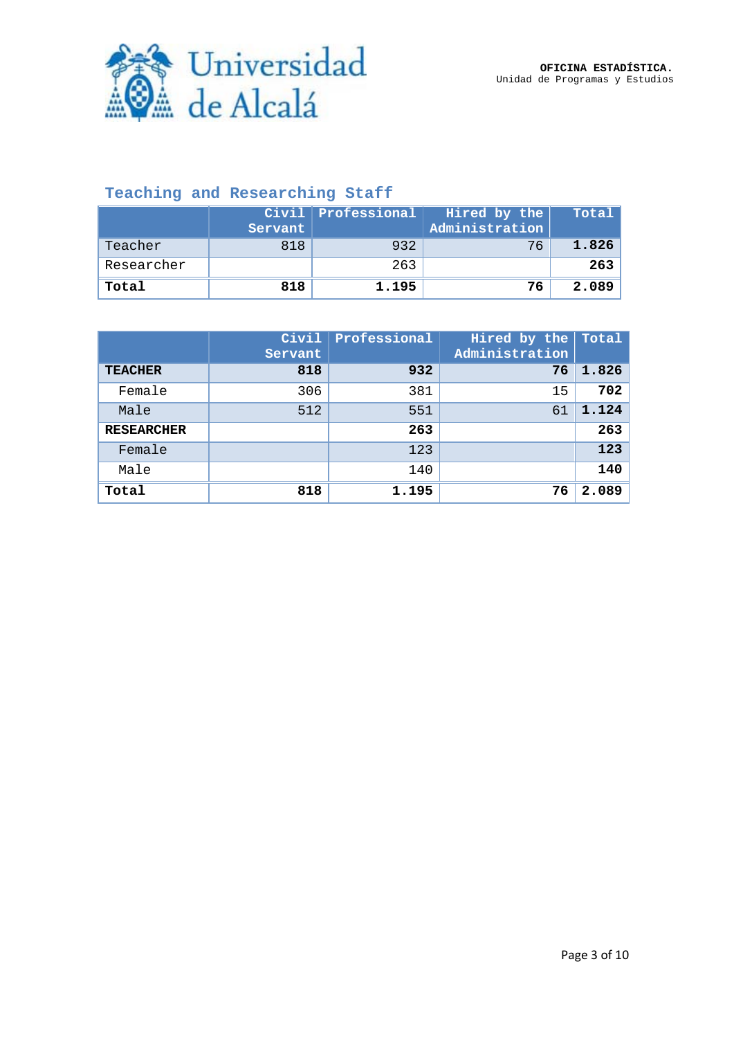## Teaching and Researching Staff

| | Civil Servant | Professional | Hired by the Administration | Total |
|---|---|---|---|---|
| Teacher | 818 | 932 | 76 | **1.826** |
| Researcher | | 263 | | **263** |
| **Total** | **818** | **1.195** | **76** | **2.089** |

| | Civil Servant | Professional | Hired by the Administration | Total |
|---|---|---|---|---|
| **TEACHER** | **818** | **932** | **76** | **1.826** |
| Female | 306 | 381 | 15 | **702** |
| Male | 512 | 551 | 61 | **1.124** |
| **RESEARCHER** | | **263** | | **263** |
| Female | | 123 | | **123** |
| Male | | 140 | | **140** |
| **Total** | **818** | **1.195** | **76** | **2.089** |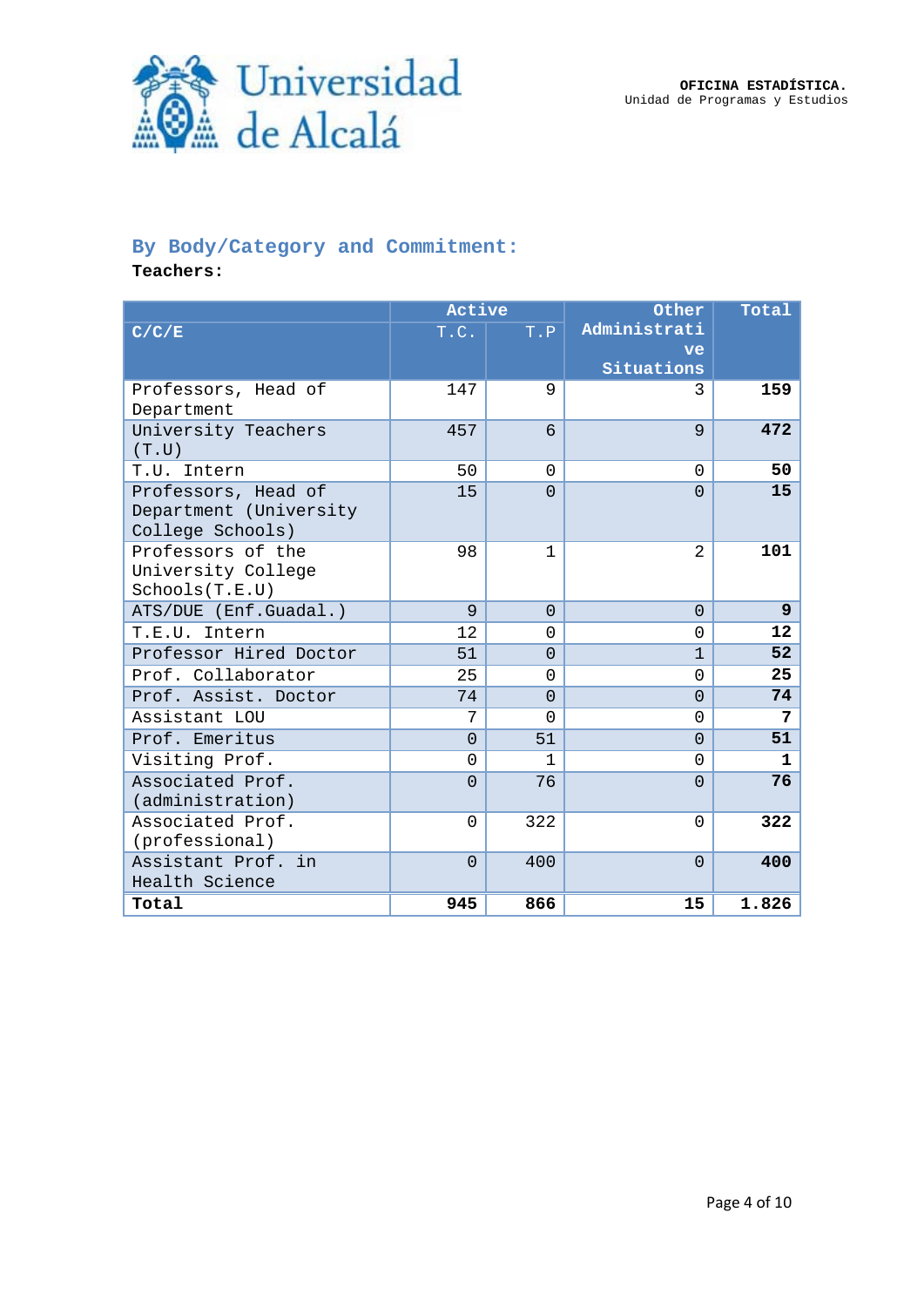## By Body/Category and Commitment:

**Teachers:**

| C/C/E | Active | | Other Administrative Situations | Total |
|---|---|---|---|---|
| | T.C. | T.P | | |
| Professors, Head of Department | 147 | 9 | 3 | **159** |
| University Teachers (T.U) | 457 | 6 | 9 | **472** |
| T.U. Intern | 50 | 0 | 0 | **50** |
| Professors, Head of Department (University College Schools) | 15 | 0 | 0 | **15** |
| Professors of the University College Schools(T.E.U) | 98 | 1 | 2 | **101** |
| ATS/DUE (Enf.Guadal.) | 9 | 0 | 0 | **9** |
| T.E.U. Intern | 12 | 0 | 0 | **12** |
| Professor Hired Doctor | 51 | 0 | 1 | **52** |
| Prof. Collaborator | 25 | 0 | 0 | **25** |
| Prof. Assist. Doctor | 74 | 0 | 0 | **74** |
| Assistant LOU | 7 | 0 | 0 | **7** |
| Prof. Emeritus | 0 | 51 | 0 | **51** |
| Visiting Prof. | 0 | 1 | 0 | **1** |
| Associated Prof. (administration) | 0 | 76 | 0 | **76** |
| Associated Prof. (professional) | 0 | 322 | 0 | **322** |
| Assistant Prof. in Health Science | 0 | 400 | 0 | **400** |
| **Total** | **945** | **866** | **15** | **1.826** |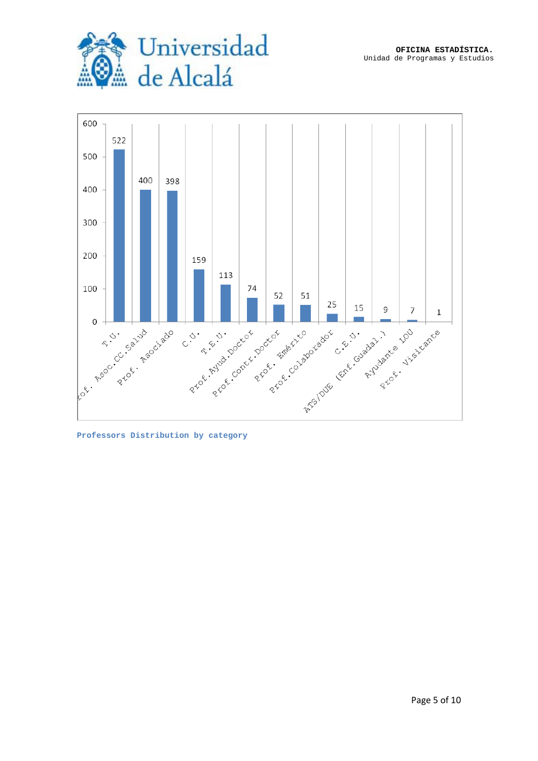| Category | Number |
|---|---|
| T.U. | 522 |
| Prof. Asoc.CC.Salud | 400 |
| Prof. Asociado | 398 |
| C.U. | 159 |
| T.E.U. | 113 |
| Prof.Ayud.Doctor | 74 |
| Prof.Contr.Doctor | 52 |
| Prof. Emérito | 51 |
| Prof.Colaborador | 25 |
| C.E.U. | 15 |
| ATS/DUE (Enf.Guadal.) | 9 |
| Ayudante LOU | 7 |
| Prof. Visitante | 1 |

**Professors Distribution by category**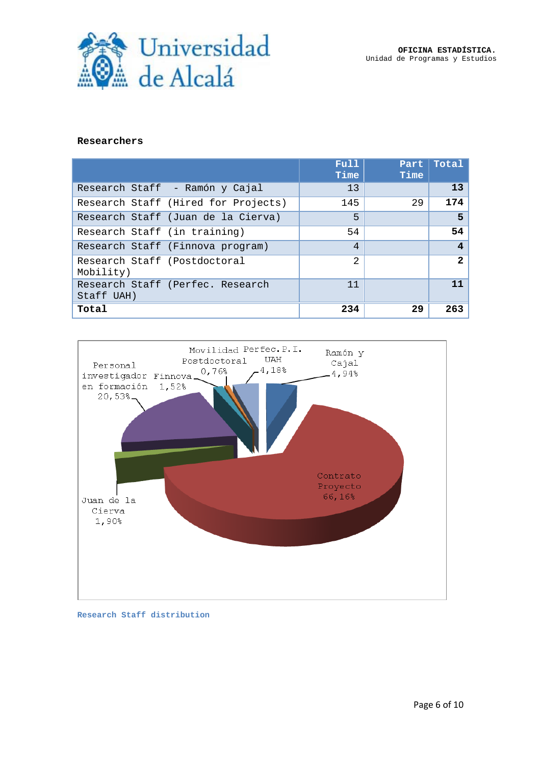### Researchers

| | Full Time | Part Time | Total |
|---|---|---|---|
| Research Staff - Ramón y Cajal | 13 | | **13** |
| Research Staff (Hired for Projects) | 145 | 29 | **174** |
| Research Staff (Juan de la Cierva) | 5 | | **5** |
| Research Staff (in training) | 54 | | **54** |
| Research Staff (Finnova program) | 4 | | **4** |
| Research Staff (Postdoctoral Mobility) | 2 | | **2** |
| Research Staff (Perfec. Research Staff UAH) | 11 | | **11** |
| **Total** | **234** | **29** | **263** |

Movilidad Postdoctoral 0,76%
Perfec. P.I. UAH 4,18%
Ramón y Cajal 4,94%
Personal investigador en formación 20,53%
Finnova 1,52%
Contrato Proyecto 66,16%
Juan de la Cierva 1,90%

Research Staff distribution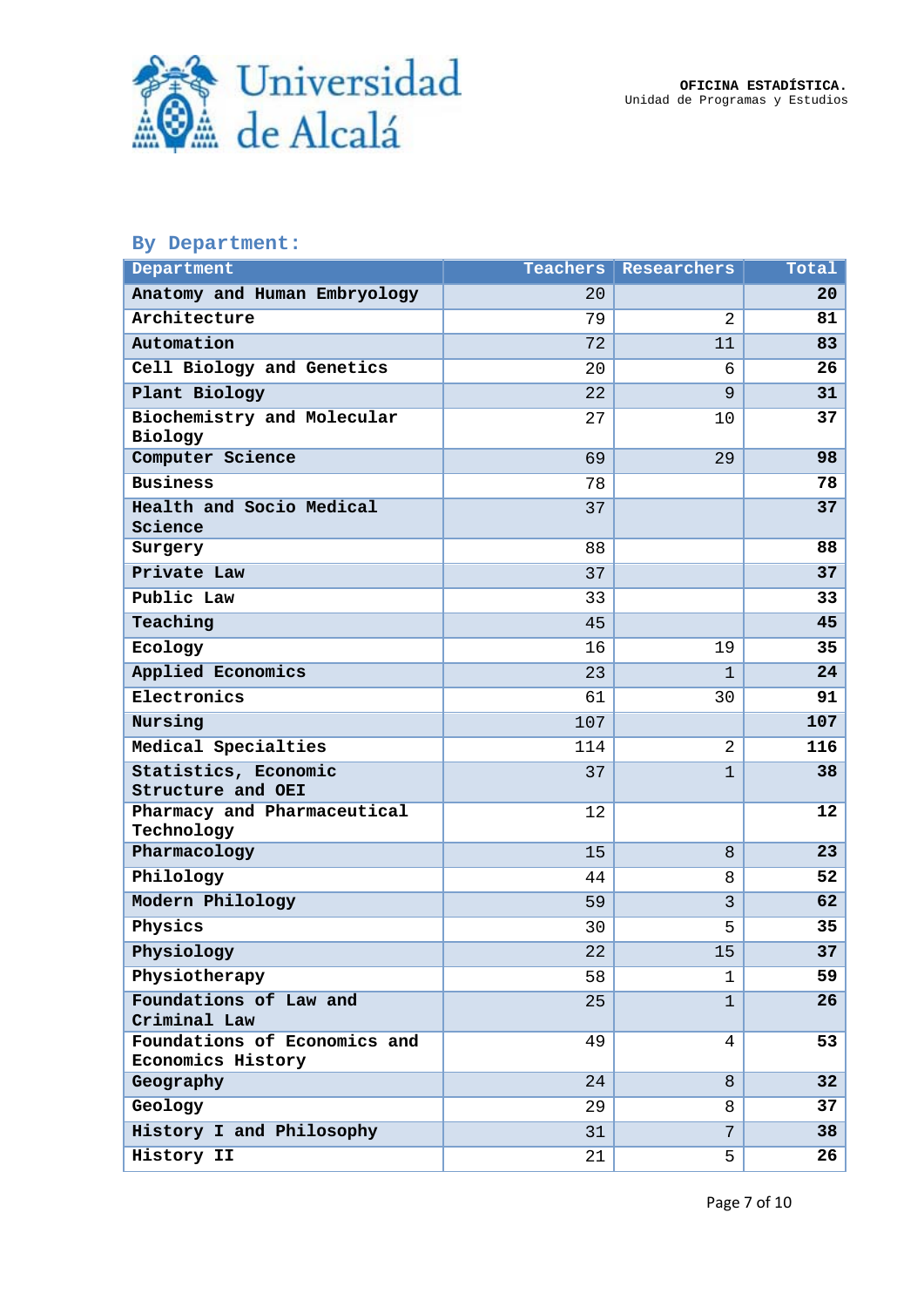**OFICINA ESTADÍSTICA.**
Unidad de Programas y Estudios

### By Department:

| Department | Teachers | Researchers | Total |
|---|---|---|---|
| **Anatomy and Human Embryology** | 20 | | **20** |
| **Architecture** | 79 | 2 | **81** |
| **Automation** | 72 | 11 | **83** |
| **Cell Biology and Genetics** | 20 | 6 | **26** |
| **Plant Biology** | 22 | 9 | **31** |
| **Biochemistry and Molecular Biology** | 27 | 10 | **37** |
| **Computer Science** | 69 | 29 | **98** |
| **Business** | 78 | | **78** |
| **Health and Socio Medical Science** | 37 | | **37** |
| **Surgery** | 88 | | **88** |
| **Private Law** | 37 | | **37** |
| **Public Law** | 33 | | **33** |
| **Teaching** | 45 | | **45** |
| **Ecology** | 16 | 19 | **35** |
| **Applied Economics** | 23 | 1 | **24** |
| **Electronics** | 61 | 30 | **91** |
| **Nursing** | 107 | | **107** |
| **Medical Specialties** | 114 | 2 | **116** |
| **Statistics, Economic Structure and OEI** | 37 | 1 | **38** |
| **Pharmacy and Pharmaceutical Technology** | 12 | | **12** |
| **Pharmacology** | 15 | 8 | **23** |
| **Philology** | 44 | 8 | **52** |
| **Modern Philology** | 59 | 3 | **62** |
| **Physics** | 30 | 5 | **35** |
| **Physiology** | 22 | 15 | **37** |
| **Physiotherapy** | 58 | 1 | **59** |
| **Foundations of Law and Criminal Law** | 25 | 1 | **26** |
| **Foundations of Economics and Economics History** | 49 | 4 | **53** |
| **Geography** | 24 | 8 | **32** |
| **Geology** | 29 | 8 | **37** |
| **History I and Philosophy** | 31 | 7 | **38** |
| **History II** | 21 | 5 | **26** |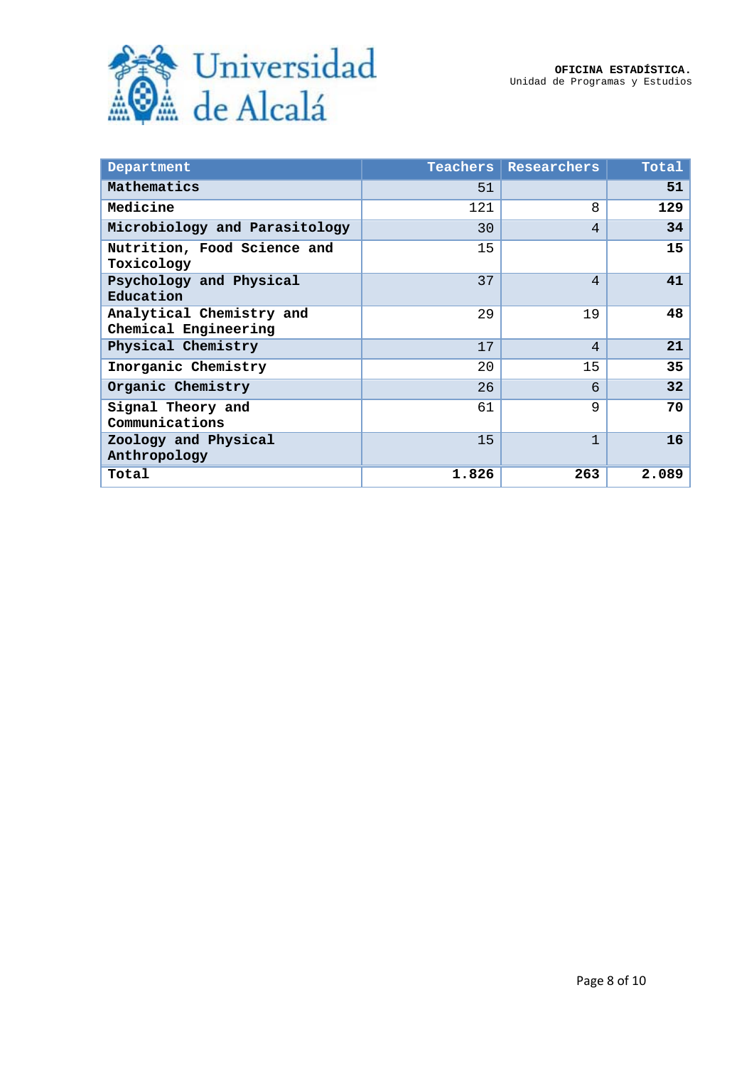OFICINA ESTADÍSTICA.
Unidad de Programas y Estudios

| Department | Teachers | Researchers | Total |
|---|---|---|---|
| Mathematics | 51 | | **51** |
| Medicine | 121 | 8 | **129** |
| Microbiology and Parasitology | 30 | 4 | **34** |
| Nutrition, Food Science and Toxicology | 15 | | **15** |
| Psychology and Physical Education | 37 | 4 | **41** |
| Analytical Chemistry and Chemical Engineering | 29 | 19 | **48** |
| Physical Chemistry | 17 | 4 | **21** |
| Inorganic Chemistry | 20 | 15 | **35** |
| Organic Chemistry | 26 | 6 | **32** |
| Signal Theory and Communications | 61 | 9 | **70** |
| Zoology and Physical Anthropology | 15 | 1 | **16** |
| **Total** | **1.826** | **263** | **2.089** |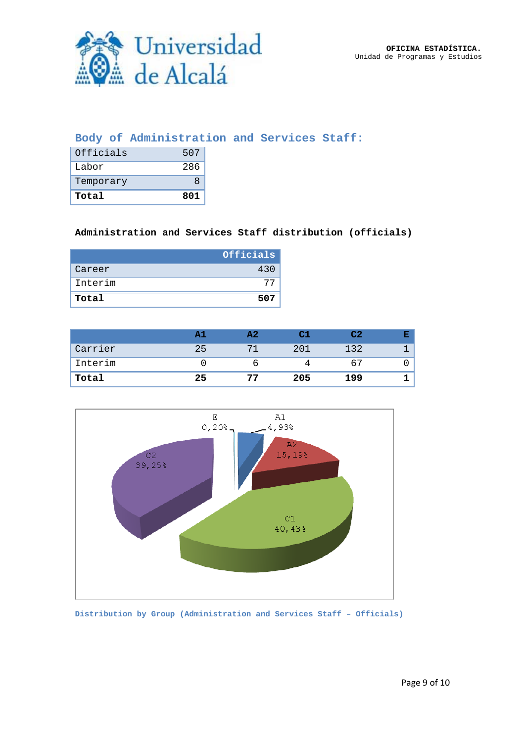## Body of Administration and Services Staff:

| | |
|---|---|
| Officials | 507 |
| Labor | 286 |
| Temporary | 8 |
| **Total** | **801** |

**Administration and Services Staff distribution (officials)**

| | Officials |
|---|---|
| Career | 430 |
| Interim | 77 |
| **Total** | **507** |

| | A1 | A2 | C1 | C2 | E |
|---|---|---|---|---|---|
| Carrier | 25 | 71 | 201 | 132 | 1 |
| Interim | 0 | 6 | 4 | 67 | 0 |
| **Total** | **25** | **77** | **205** | **199** | **1** |

E 0,20%; A1 4,93%; A2 15,19%; C1 40,43%; C2 39,25%

Distribution by Group (Administration and Services Staff – Officials)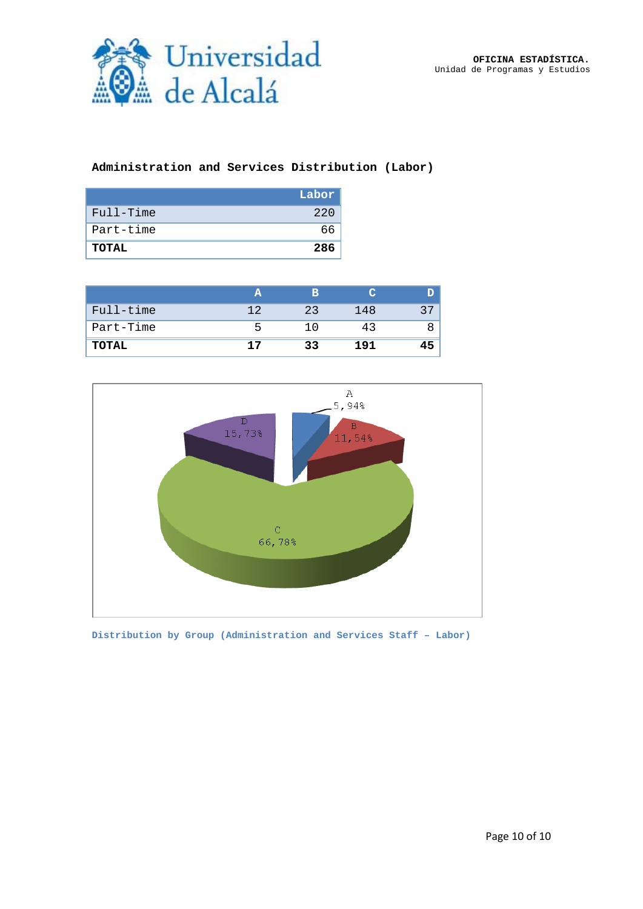### Administration and Services Distribution (Labor)

| | Labor |
|---|---|
| Full-Time | 220 |
| Part-time | 66 |
| **TOTAL** | **286** |

| | A | B | C | D |
|---|---|---|---|---|
| Full-time | 12 | 23 | 148 | 37 |
| Part-Time | 5 | 10 | 43 | 8 |
| **TOTAL** | **17** | **33** | **191** | **45** |

A
5,94%

B
11,54%

C
66,78%

D
15,73%

Distribution by Group (Administration and Services Staff – Labor)